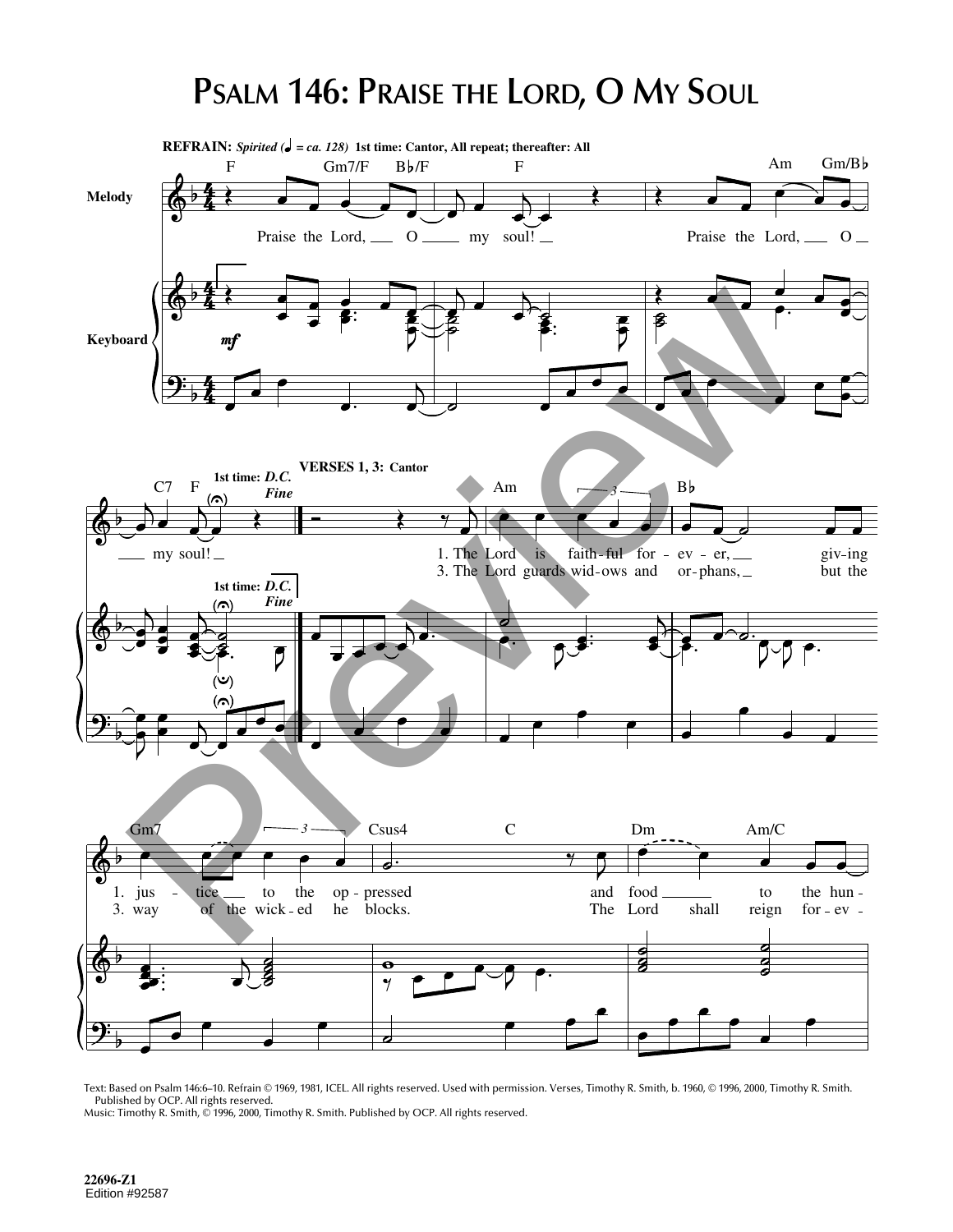# Psalm 146: Praise the Lord, O My Soul

**REFRAIN:** *Spirited (♩ = ca. 128)* **1st time: Cantor, All repeat; thereafter: All**

Praise the Lord, O my soul! Praise the Lord, O my soul!

1st time: *D.C.* *Fine*

**VERSES 1, 3: Cantor**

1. The Lord is faithful for ever, giving justice to the oppressed and food to the hun-
2. The Lord guards widows and orphans, but the way of the wicked he blocks. The Lord shall reign for ev-

Text: Based on Psalm 146:6–10. Refrain © 1969, 1981, ICEL. All rights reserved. Used with permission. Verses, Timothy R. Smith, b. 1960, © 1996, 2000, Timothy R. Smith. Published by OCP. All rights reserved.
Music: Timothy R. Smith, © 1996, 2000, Timothy R. Smith. Published by OCP. All rights reserved.

22696-Z1
Edition #92587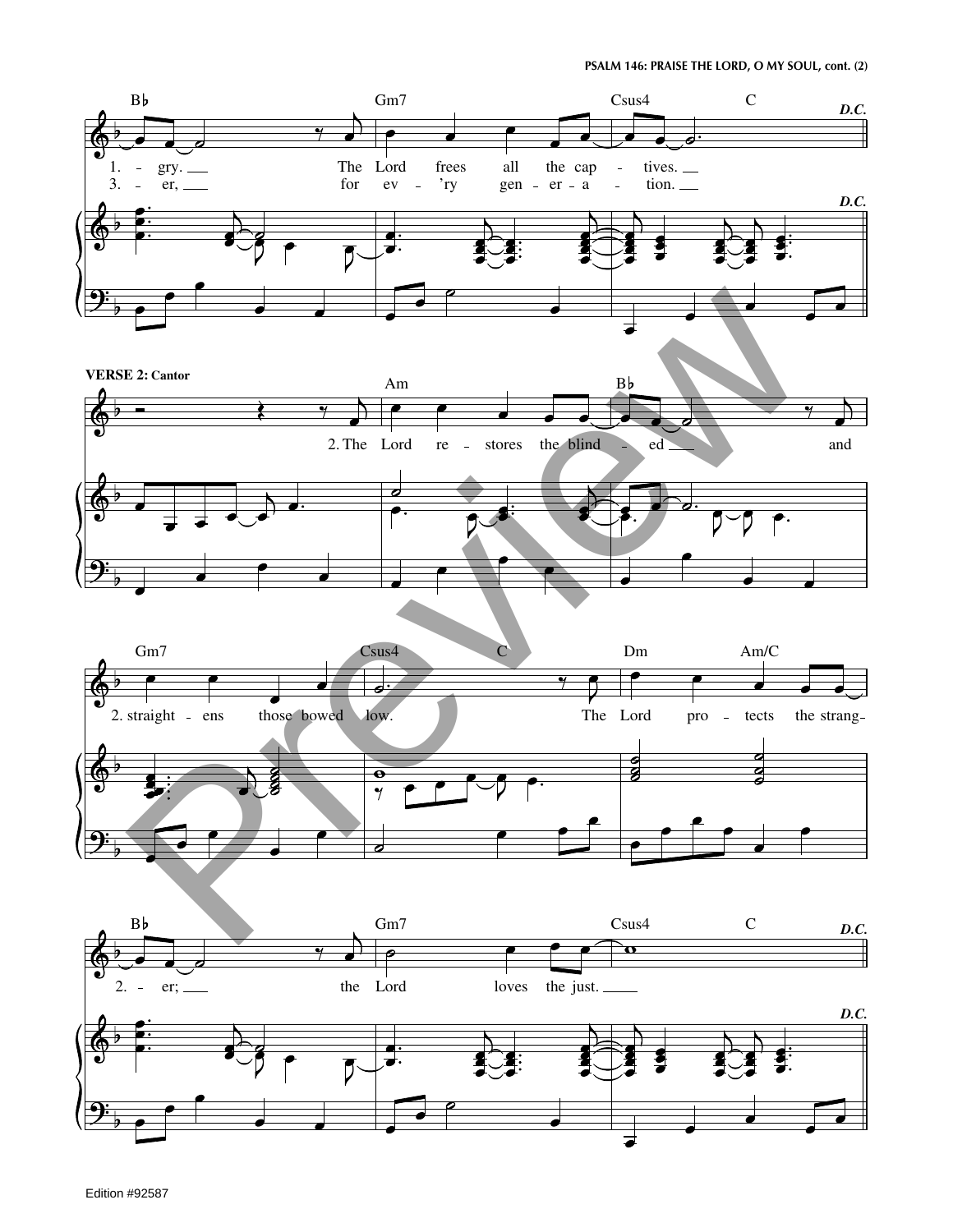VERSE 2: Cantor

1. gry. The Lord frees all the captives.
3. er, for ev'ry generation.

D.C.

2. The Lord restores the blind ed and straight ens those bowed low. The Lord protects the stranger; the Lord loves the just.

D.C.

Edition #92587